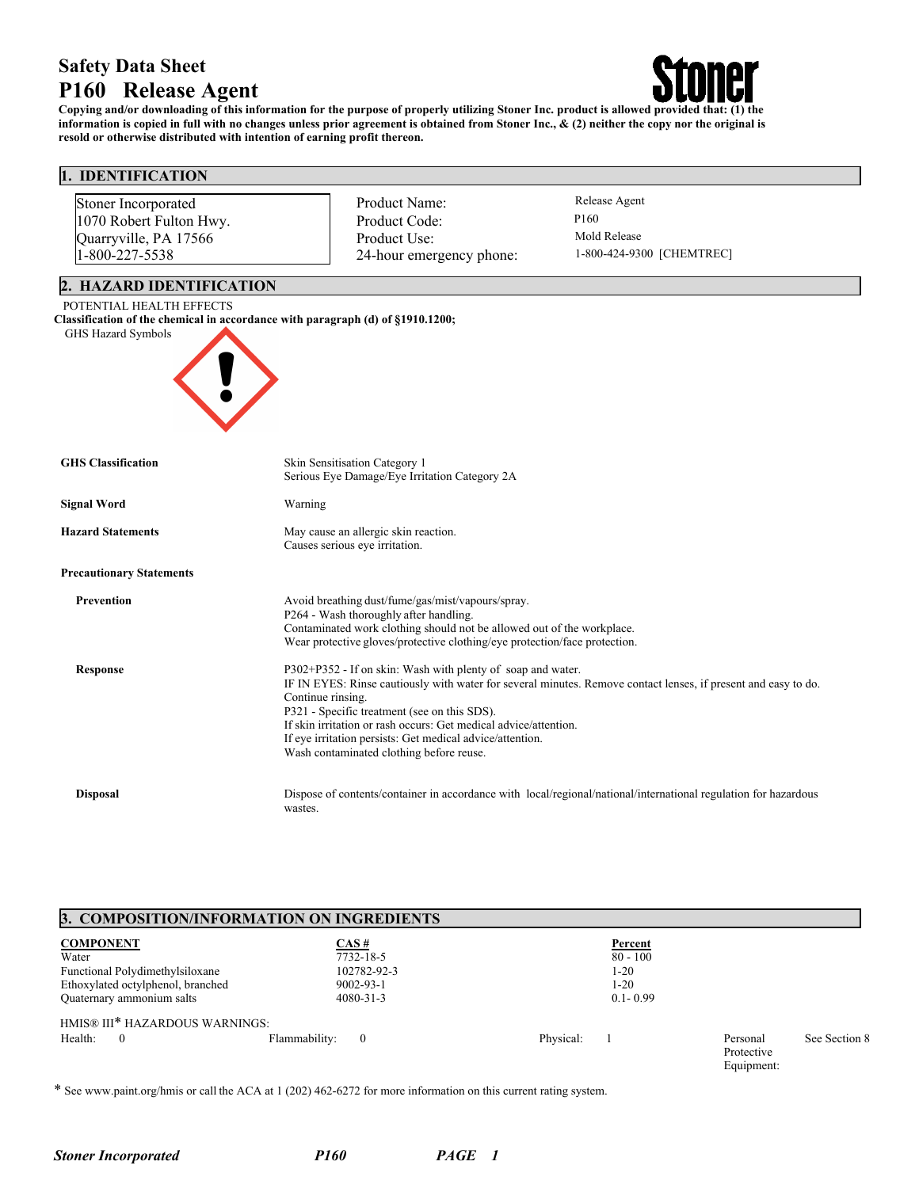# Safety Data Sheet

# P160 Release Agent

**Copying and/or downloading of this information for the purpose of properly utilizing Stoner Inc. product is allowed provided that: (1) the information is copied in full with no changes unless prior agreement is obtained from Stoner Inc., & (2) neither the copy nor the original is resold or otherwise distributed with intention of earning profit thereon.**

## 1. IDENTIFICATION

Stoner Incorporated
1070 Robert Fulton Hwy.
Quarryville, PA 17566
1-800-227-5538

| | |
|---|---|
| Product Name: | Release Agent |
| Product Code: | P160 |
| Product Use: | Mold Release |
| 24-hour emergency phone: | 1-800-424-9300 [CHEMTREC] |

## 2. HAZARD IDENTIFICATION

POTENTIAL HEALTH EFFECTS

**Classification of the chemical in accordance with paragraph (d) of §1910.1200;**

GHS Hazard Symbols

**GHS Classification**
Skin Sensitisation Category 1
Serious Eye Damage/Eye Irritation Category 2A

**Signal Word**
Warning

**Hazard Statements**
May cause an allergic skin reaction.
Causes serious eye irritation.

**Precautionary Statements**

**Prevention**
Avoid breathing dust/fume/gas/mist/vapours/spray.
P264 - Wash thoroughly after handling.
Contaminated work clothing should not be allowed out of the workplace.
Wear protective gloves/protective clothing/eye protection/face protection.

**Response**
P302+P352 - If on skin: Wash with plenty of soap and water.
IF IN EYES: Rinse cautiously with water for several minutes. Remove contact lenses, if present and easy to do. Continue rinsing.
P321 - Specific treatment (see on this SDS).
If skin irritation or rash occurs: Get medical advice/attention.
If eye irritation persists: Get medical advice/attention.
Wash contaminated clothing before reuse.

**Disposal**
Dispose of contents/container in accordance with local/regional/national/international regulation for hazardous wastes.

## 3. COMPOSITION/INFORMATION ON INGREDIENTS

| COMPONENT | CAS # | Percent |
|---|---|---|
| Water | 7732-18-5 | 80 - 100 |
| Functional Polydimethylsiloxane | 102782-92-3 | 1-20 |
| Ethoxylated octylphenol, branched | 9002-93-1 | 1-20 |
| Quaternary ammonium salts | 4080-31-3 | 0.1- 0.99 |

HMIS® III* HAZARDOUS WARNINGS:

| Health: | Flammability: | Physical: | Personal Protective Equipment: |
|---|---|---|---|
| 0 | 0 | 1 | See Section 8 |

* See www.paint.org/hmis or call the ACA at 1 (202) 462-6272 for more information on this current rating system.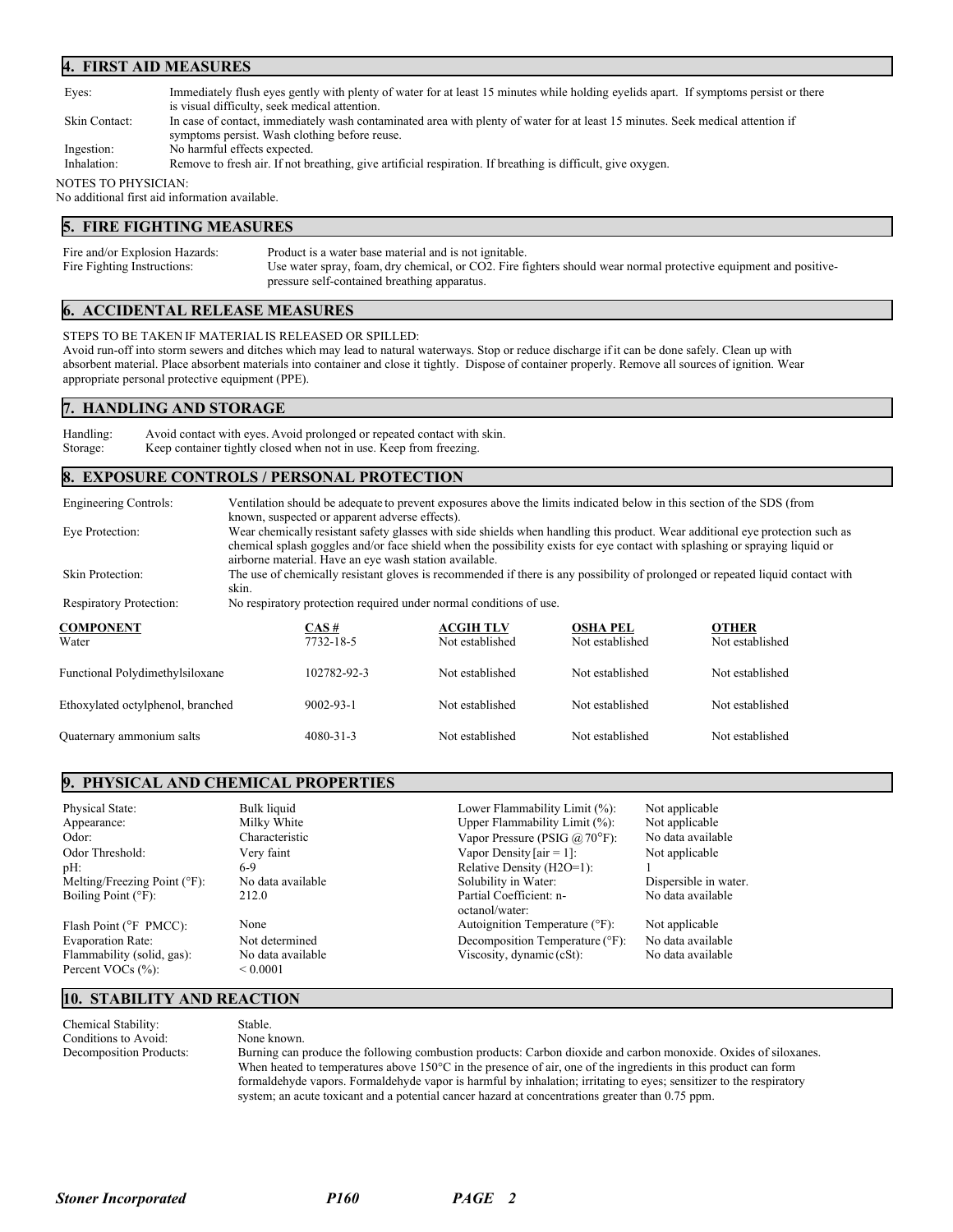## 4. FIRST AID MEASURES

| | |
|---|---|
| Eyes: | Immediately flush eyes gently with plenty of water for at least 15 minutes while holding eyelids apart. If symptoms persist or there is visual difficulty, seek medical attention. |
| Skin Contact: | In case of contact, immediately wash contaminated area with plenty of water for at least 15 minutes. Seek medical attention if symptoms persist. Wash clothing before reuse. |
| Ingestion: | No harmful effects expected. |
| Inhalation: | Remove to fresh air. If not breathing, give artificial respiration. If breathing is difficult, give oxygen. |

NOTES TO PHYSICIAN:
No additional first aid information available.

## 5. FIRE FIGHTING MEASURES

| | |
|---|---|
| Fire and/or Explosion Hazards: | Product is a water base material and is not ignitable. |
| Fire Fighting Instructions: | Use water spray, foam, dry chemical, or CO2. Fire fighters should wear normal protective equipment and positive-pressure self-contained breathing apparatus. |

## 6. ACCIDENTAL RELEASE MEASURES

STEPS TO BE TAKEN IF MATERIAL IS RELEASED OR SPILLED:
Avoid run-off into storm sewers and ditches which may lead to natural waterways. Stop or reduce discharge if it can be done safely. Clean up with absorbent material. Place absorbent materials into container and close it tightly. Dispose of container properly. Remove all sources of ignition. Wear appropriate personal protective equipment (PPE).

## 7. HANDLING AND STORAGE

| | |
|---|---|
| Handling: | Avoid contact with eyes. Avoid prolonged or repeated contact with skin. |
| Storage: | Keep container tightly closed when not in use. Keep from freezing. |

## 8. EXPOSURE CONTROLS / PERSONAL PROTECTION

| | |
|---|---|
| Engineering Controls: | Ventilation should be adequate to prevent exposures above the limits indicated below in this section of the SDS (from known, suspected or apparent adverse effects). |
| Eye Protection: | Wear chemically resistant safety glasses with side shields when handling this product. Wear additional eye protection such as chemical splash goggles and/or face shield when the possibility exists for eye contact with splashing or spraying liquid or airborne material. Have an eye wash station available. |
| Skin Protection: | The use of chemically resistant gloves is recommended if there is any possibility of prolonged or repeated liquid contact with skin. |
| Respiratory Protection: | No respiratory protection required under normal conditions of use. |

| COMPONENT | CAS # | ACGIH TLV | OSHA PEL | OTHER |
|---|---|---|---|---|
| Water | 7732-18-5 | Not established | Not established | Not established |
| Functional Polydimethylsiloxane | 102782-92-3 | Not established | Not established | Not established |
| Ethoxylated octylphenol, branched | 9002-93-1 | Not established | Not established | Not established |
| Quaternary ammonium salts | 4080-31-3 | Not established | Not established | Not established |

## 9. PHYSICAL AND CHEMICAL PROPERTIES

| | | | |
|---|---|---|---|
| Physical State: | Bulk liquid | Lower Flammability Limit (%): | Not applicable |
| Appearance: | Milky White | Upper Flammability Limit (%): | Not applicable |
| Odor: | Characteristic | Vapor Pressure (PSIG @ 70°F): | No data available |
| Odor Threshold: | Very faint | Vapor Density [air = 1]: | Not applicable |
| pH: | 6-9 | Relative Density (H2O=1): | 1 |
| Melting/Freezing Point (°F): | No data available | Solubility in Water: | Dispersible in water. |
| Boiling Point (°F): | 212.0 | Partial Coefficient: n-octanol/water: | No data available |
| Flash Point (°F PMCC): | None | Autoignition Temperature (°F): | Not applicable |
| Evaporation Rate: | Not determined | Decomposition Temperature (°F): | No data available |
| Flammability (solid, gas): | No data available | Viscosity, dynamic (cSt): | No data available |
| Percent VOCs (%): | < 0.0001 | | |

## 10. STABILITY AND REACTION

| | |
|---|---|
| Chemical Stability: | Stable. |
| Conditions to Avoid: | None known. |
| Decomposition Products: | Burning can produce the following combustion products: Carbon dioxide and carbon monoxide. Oxides of siloxanes. When heated to temperatures above 150°C in the presence of air, one of the ingredients in this product can form formaldehyde vapors. Formaldehyde vapor is harmful by inhalation; irritating to eyes; sensitizer to the respiratory system; an acute toxicant and a potential cancer hazard at concentrations greater than 0.75 ppm. |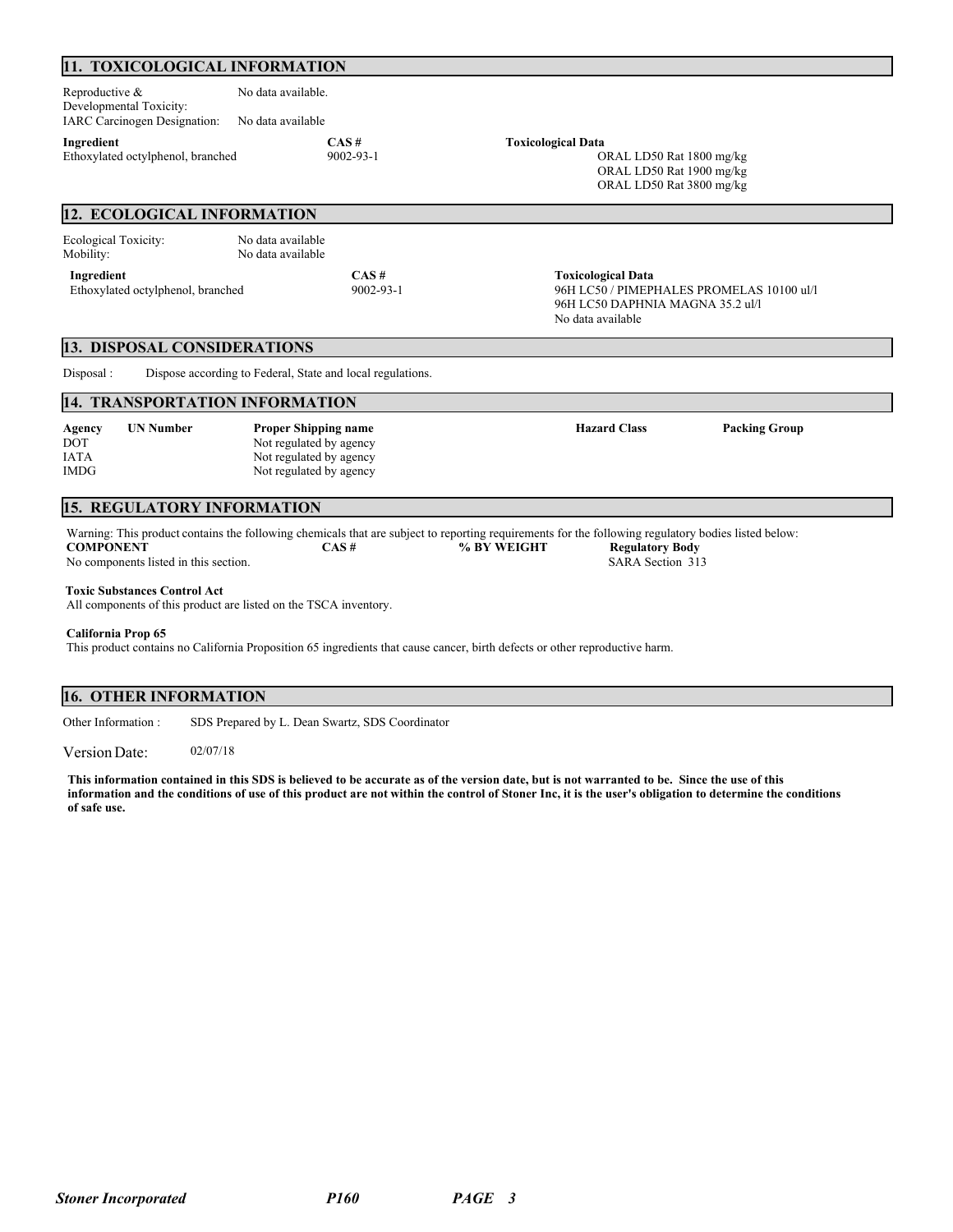## 11. TOXICOLOGICAL INFORMATION

Reproductive & Developmental Toxicity: No data available.

IARC Carcinogen Designation: No data available

| Ingredient | CAS # | Toxicological Data |
| --- | --- | --- |
| Ethoxylated octylphenol, branched | 9002-93-1 | ORAL LD50 Rat 1800 mg/kg<br>ORAL LD50 Rat 1900 mg/kg<br>ORAL LD50 Rat 3800 mg/kg |

## 12. ECOLOGICAL INFORMATION

Ecological Toxicity: No data available

Mobility: No data available

| Ingredient | CAS # | Toxicological Data |
| --- | --- | --- |
| Ethoxylated octylphenol, branched | 9002-93-1 | 96H LC50 / PIMEPHALES PROMELAS 10100 ul/l<br>96H LC50 DAPHNIA MAGNA 35.2 ul/l<br>No data available |

## 13. DISPOSAL CONSIDERATIONS

Disposal : Dispose according to Federal, State and local regulations.

## 14. TRANSPORTATION INFORMATION

| Agency | UN Number | Proper Shipping name | Hazard Class | Packing Group |
| --- | --- | --- | --- | --- |
| DOT | | Not regulated by agency | | |
| IATA | | Not regulated by agency | | |
| IMDG | | Not regulated by agency | | |

## 15. REGULATORY INFORMATION

Warning: This product contains the following chemicals that are subject to reporting requirements for the following regulatory bodies listed below:

| COMPONENT | CAS # | % BY WEIGHT | Regulatory Body |
| --- | --- | --- | --- |
| No components listed in this section. | | | SARA Section 313 |

**Toxic Substances Control Act**

All components of this product are listed on the TSCA inventory.

**California Prop 65**

This product contains no California Proposition 65 ingredients that cause cancer, birth defects or other reproductive harm.

## 16. OTHER INFORMATION

Other Information : SDS Prepared by L. Dean Swartz, SDS Coordinator

Version Date: 02/07/18

**This information contained in this SDS is believed to be accurate as of the version date, but is not warranted to be. Since the use of this information and the conditions of use of this product are not within the control of Stoner Inc, it is the user's obligation to determine the conditions of safe use.**